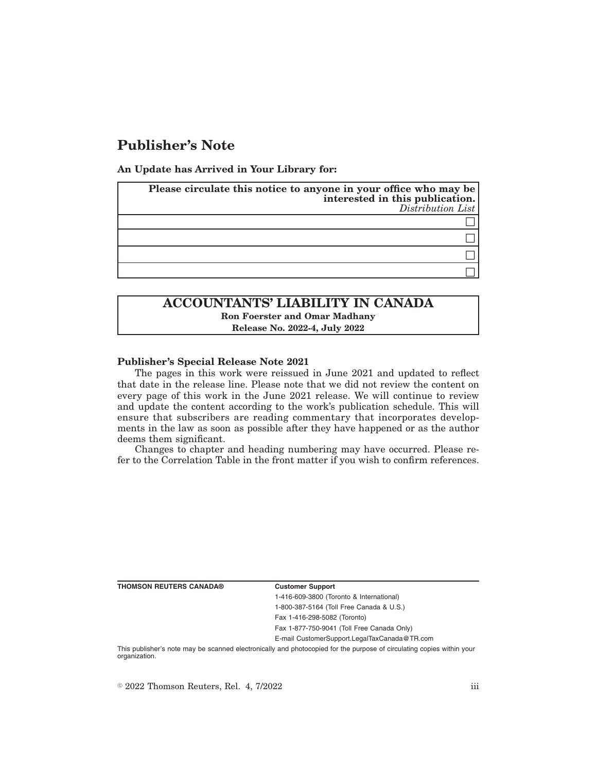# Publisher's Note

**An Update has Arrived in Your Library for:**

| **Please circulate this notice to anyone in your office who may be interested in this publication.** *Distribution List* |
| --- |
| ☐ |
| ☐ |
| ☐ |
| ☐ |

## ACCOUNTANTS' LIABILITY IN CANADA

**Ron Foerster and Omar Madhany**

**Release No. 2022-4, July 2022**

**Publisher's Special Release Note 2021**

The pages in this work were reissued in June 2021 and updated to reflect that date in the release line. Please note that we did not review the content on every page of this work in the June 2021 release. We will continue to review and update the content according to the work's publication schedule. This will ensure that subscribers are reading commentary that incorporates developments in the law as soon as possible after they have happened or as the author deems them significant.

Changes to chapter and heading numbering may have occurred. Please refer to the Correlation Table in the front matter if you wish to confirm references.

**THOMSON REUTERS CANADA®**

**Customer Support**

1-416-609-3800 (Toronto & International)

1-800-387-5164 (Toll Free Canada & U.S.)

Fax 1-416-298-5082 (Toronto)

Fax 1-877-750-9041 (Toll Free Canada Only)

E-mail CustomerSupport.LegalTaxCanada@TR.com

This publisher's note may be scanned electronically and photocopied for the purpose of circulating copies within your organization.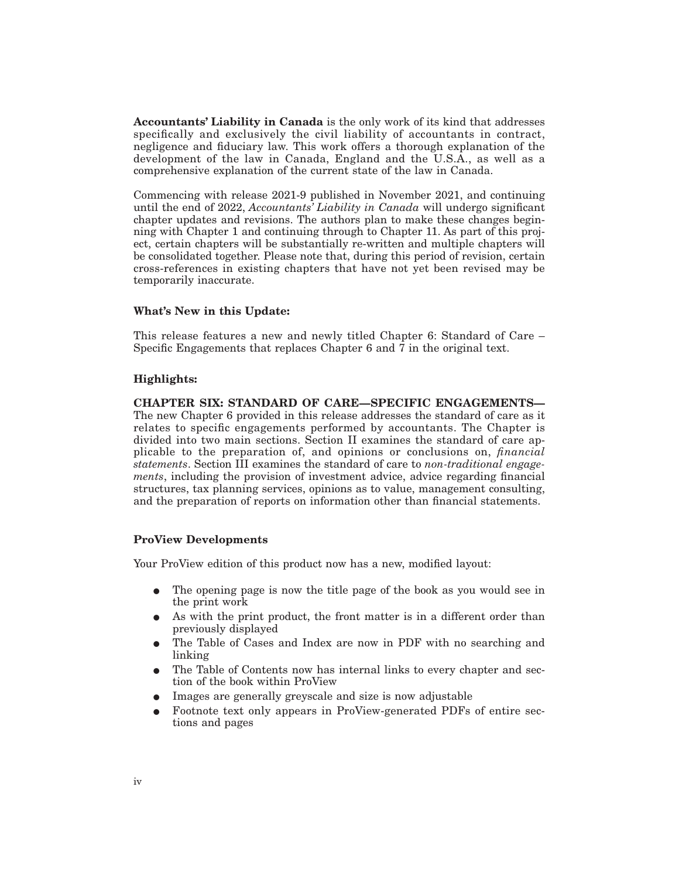**Accountants' Liability in Canada** is the only work of its kind that addresses specifically and exclusively the civil liability of accountants in contract, negligence and fiduciary law. This work offers a thorough explanation of the development of the law in Canada, England and the U.S.A., as well as a comprehensive explanation of the current state of the law in Canada.

Commencing with release 2021-9 published in November 2021, and continuing until the end of 2022, *Accountants' Liability in Canada* will undergo significant chapter updates and revisions. The authors plan to make these changes beginning with Chapter 1 and continuing through to Chapter 11. As part of this project, certain chapters will be substantially re-written and multiple chapters will be consolidated together. Please note that, during this period of revision, certain cross-references in existing chapters that have not yet been revised may be temporarily inaccurate.

### What's New in this Update:

This release features a new and newly titled Chapter 6: Standard of Care – Specific Engagements that replaces Chapter 6 and 7 in the original text.

### Highlights:

**CHAPTER SIX: STANDARD OF CARE—SPECIFIC ENGAGEMENTS—** The new Chapter 6 provided in this release addresses the standard of care as it relates to specific engagements performed by accountants. The Chapter is divided into two main sections. Section II examines the standard of care applicable to the preparation of, and opinions or conclusions on, *financial statements*. Section III examines the standard of care to *non-traditional engagements*, including the provision of investment advice, advice regarding financial structures, tax planning services, opinions as to value, management consulting, and the preparation of reports on information other than financial statements.

### ProView Developments

Your ProView edition of this product now has a new, modified layout:

- The opening page is now the title page of the book as you would see in the print work
- As with the print product, the front matter is in a different order than previously displayed
- The Table of Cases and Index are now in PDF with no searching and linking
- The Table of Contents now has internal links to every chapter and section of the book within ProView
- Images are generally greyscale and size is now adjustable
- Footnote text only appears in ProView-generated PDFs of entire sections and pages